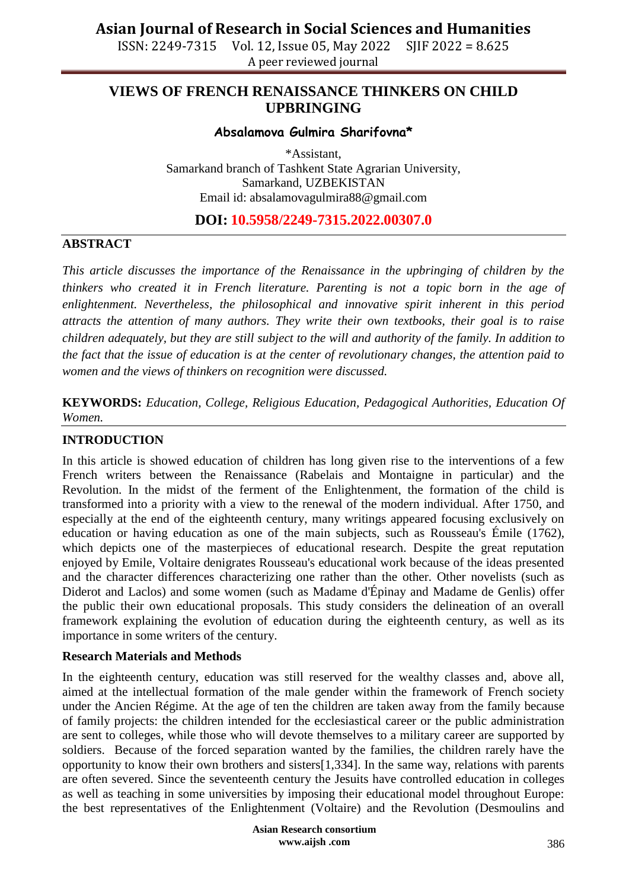# VIEWS OF FRENCH RENAISSANCE THINKERS ON CHILD UPBRINGING

**Absalamova Gulmira Sharifovna***

*Assistant,
Samarkand branch of Tashkent State Agrarian University,
Samarkand, UZBEKISTAN
Email id: absalamovagulmira88@gmail.com

**DOI: 10.5958/2249-7315.2022.00307.0**

## ABSTRACT

*This article discusses the importance of the Renaissance in the upbringing of children by the thinkers who created it in French literature. Parenting is not a topic born in the age of enlightenment. Nevertheless, the philosophical and innovative spirit inherent in this period attracts the attention of many authors. They write their own textbooks, their goal is to raise children adequately, but they are still subject to the will and authority of the family. In addition to the fact that the issue of education is at the center of revolutionary changes, the attention paid to women and the views of thinkers on recognition were discussed.*

**KEYWORDS:** *Education, College, Religious Education, Pedagogical Authorities, Education Of Women.*

## INTRODUCTION

In this article is showed education of children has long given rise to the interventions of a few French writers between the Renaissance (Rabelais and Montaigne in particular) and the Revolution. In the midst of the ferment of the Enlightenment, the formation of the child is transformed into a priority with a view to the renewal of the modern individual. After 1750, and especially at the end of the eighteenth century, many writings appeared focusing exclusively on education or having education as one of the main subjects, such as Rousseau's Émile (1762), which depicts one of the masterpieces of educational research. Despite the great reputation enjoyed by Emile, Voltaire denigrates Rousseau's educational work because of the ideas presented and the character differences characterizing one rather than the other. Other novelists (such as Diderot and Laclos) and some women (such as Madame d'Épinay and Madame de Genlis) offer the public their own educational proposals. This study considers the delineation of an overall framework explaining the evolution of education during the eighteenth century, as well as its importance in some writers of the century.

### Research Materials and Methods

In the eighteenth century, education was still reserved for the wealthy classes and, above all, aimed at the intellectual formation of the male gender within the framework of French society under the Ancien Régime. At the age of ten the children are taken away from the family because of family projects: the children intended for the ecclesiastical career or the public administration are sent to colleges, while those who will devote themselves to a military career are supported by soldiers. Because of the forced separation wanted by the families, the children rarely have the opportunity to know their own brothers and sisters[1,334]. In the same way, relations with parents are often severed. Since the seventeenth century the Jesuits have controlled education in colleges as well as teaching in some universities by imposing their educational model throughout Europe: the best representatives of the Enlightenment (Voltaire) and the Revolution (Desmoulins and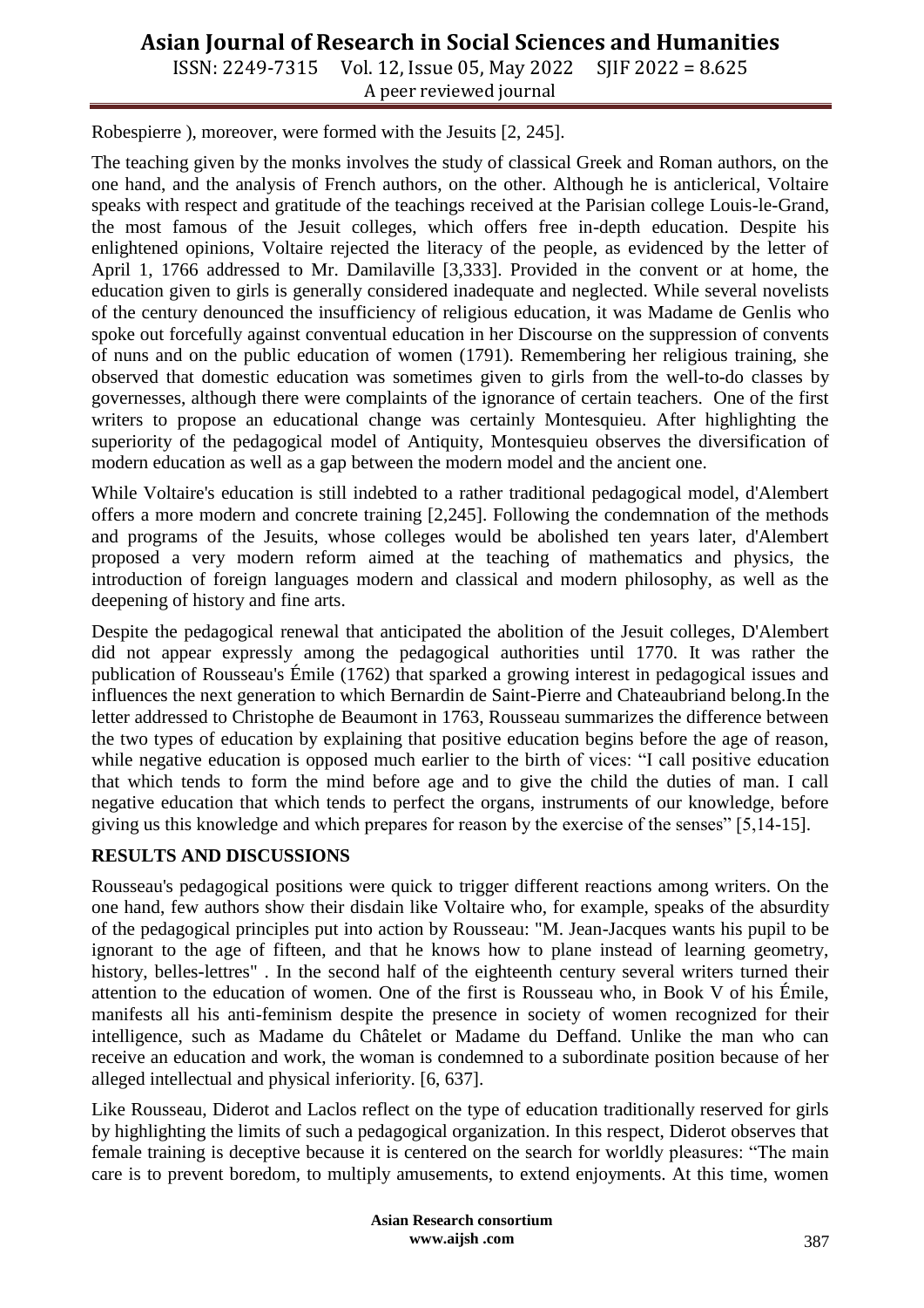Robespierre ), moreover, were formed with the Jesuits [2, 245].

The teaching given by the monks involves the study of classical Greek and Roman authors, on the one hand, and the analysis of French authors, on the other. Although he is anticlerical, Voltaire speaks with respect and gratitude of the teachings received at the Parisian college Louis-le-Grand, the most famous of the Jesuit colleges, which offers free in-depth education. Despite his enlightened opinions, Voltaire rejected the literacy of the people, as evidenced by the letter of April 1, 1766 addressed to Mr. Damilaville [3,333]. Provided in the convent or at home, the education given to girls is generally considered inadequate and neglected. While several novelists of the century denounced the insufficiency of religious education, it was Madame de Genlis who spoke out forcefully against conventual education in her Discourse on the suppression of convents of nuns and on the public education of women (1791). Remembering her religious training, she observed that domestic education was sometimes given to girls from the well-to-do classes by governesses, although there were complaints of the ignorance of certain teachers. One of the first writers to propose an educational change was certainly Montesquieu. After highlighting the superiority of the pedagogical model of Antiquity, Montesquieu observes the diversification of modern education as well as a gap between the modern model and the ancient one.

While Voltaire's education is still indebted to a rather traditional pedagogical model, d'Alembert offers a more modern and concrete training [2,245]. Following the condemnation of the methods and programs of the Jesuits, whose colleges would be abolished ten years later, d'Alembert proposed a very modern reform aimed at the teaching of mathematics and physics, the introduction of foreign languages modern and classical and modern philosophy, as well as the deepening of history and fine arts.

Despite the pedagogical renewal that anticipated the abolition of the Jesuit colleges, D'Alembert did not appear expressly among the pedagogical authorities until 1770. It was rather the publication of Rousseau's Émile (1762) that sparked a growing interest in pedagogical issues and influences the next generation to which Bernardin de Saint-Pierre and Chateaubriand belong.In the letter addressed to Christophe de Beaumont in 1763, Rousseau summarizes the difference between the two types of education by explaining that positive education begins before the age of reason, while negative education is opposed much earlier to the birth of vices: "I call positive education that which tends to form the mind before age and to give the child the duties of man. I call negative education that which tends to perfect the organs, instruments of our knowledge, before giving us this knowledge and which prepares for reason by the exercise of the senses" [5,14-15].

**RESULTS AND DISCUSSIONS**

Rousseau's pedagogical positions were quick to trigger different reactions among writers. On the one hand, few authors show their disdain like Voltaire who, for example, speaks of the absurdity of the pedagogical principles put into action by Rousseau: "M. Jean-Jacques wants his pupil to be ignorant to the age of fifteen, and that he knows how to plane instead of learning geometry, history, belles-lettres" . In the second half of the eighteenth century several writers turned their attention to the education of women. One of the first is Rousseau who, in Book V of his Émile, manifests all his anti-feminism despite the presence in society of women recognized for their intelligence, such as Madame du Châtelet or Madame du Deffand. Unlike the man who can receive an education and work, the woman is condemned to a subordinate position because of her alleged intellectual and physical inferiority. [6, 637].

Like Rousseau, Diderot and Laclos reflect on the type of education traditionally reserved for girls by highlighting the limits of such a pedagogical organization. In this respect, Diderot observes that female training is deceptive because it is centered on the search for worldly pleasures: "The main care is to prevent boredom, to multiply amusements, to extend enjoyments. At this time, women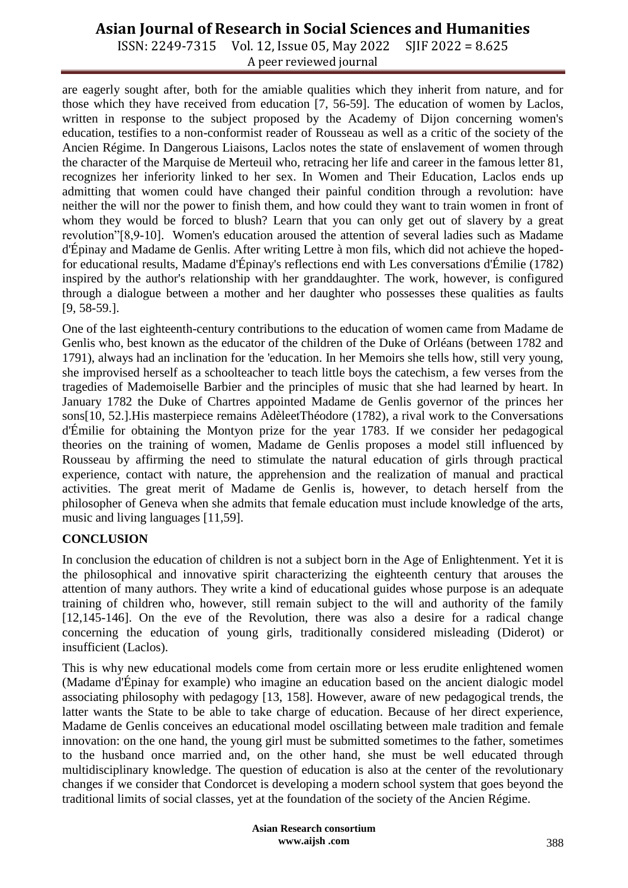are eagerly sought after, both for the amiable qualities which they inherit from nature, and for those which they have received from education [7, 56-59]. The education of women by Laclos, written in response to the subject proposed by the Academy of Dijon concerning women's education, testifies to a non-conformist reader of Rousseau as well as a critic of the society of the Ancien Régime. In Dangerous Liaisons, Laclos notes the state of enslavement of women through the character of the Marquise de Merteuil who, retracing her life and career in the famous letter 81, recognizes her inferiority linked to her sex. In Women and Their Education, Laclos ends up admitting that women could have changed their painful condition through a revolution: have neither the will nor the power to finish them, and how could they want to train women in front of whom they would be forced to blush? Learn that you can only get out of slavery by a great revolution"[8,9-10]. Women's education aroused the attention of several ladies such as Madame d'Épinay and Madame de Genlis. After writing Lettre à mon fils, which did not achieve the hoped-for educational results, Madame d'Épinay's reflections end with Les conversations d'Émilie (1782) inspired by the author's relationship with her granddaughter. The work, however, is configured through a dialogue between a mother and her daughter who possesses these qualities as faults [9, 58-59.].

One of the last eighteenth-century contributions to the education of women came from Madame de Genlis who, best known as the educator of the children of the Duke of Orléans (between 1782 and 1791), always had an inclination for the 'education. In her Memoirs she tells how, still very young, she improvised herself as a schoolteacher to teach little boys the catechism, a few verses from the tragedies of Mademoiselle Barbier and the principles of music that she had learned by heart. In January 1782 the Duke of Chartres appointed Madame de Genlis governor of the princes her sons[10, 52.].His masterpiece remains AdèleetThéodore (1782), a rival work to the Conversations d'Émilie for obtaining the Montyon prize for the year 1783. If we consider her pedagogical theories on the training of women, Madame de Genlis proposes a model still influenced by Rousseau by affirming the need to stimulate the natural education of girls through practical experience, contact with nature, the apprehension and the realization of manual and practical activities. The great merit of Madame de Genlis is, however, to detach herself from the philosopher of Geneva when she admits that female education must include knowledge of the arts, music and living languages [11,59].

## CONCLUSION

In conclusion the education of children is not a subject born in the Age of Enlightenment. Yet it is the philosophical and innovative spirit characterizing the eighteenth century that arouses the attention of many authors. They write a kind of educational guides whose purpose is an adequate training of children who, however, still remain subject to the will and authority of the family [12,145-146]. On the eve of the Revolution, there was also a desire for a radical change concerning the education of young girls, traditionally considered misleading (Diderot) or insufficient (Laclos).

This is why new educational models come from certain more or less erudite enlightened women (Madame d'Épinay for example) who imagine an education based on the ancient dialogic model associating philosophy with pedagogy [13, 158]. However, aware of new pedagogical trends, the latter wants the State to be able to take charge of education. Because of her direct experience, Madame de Genlis conceives an educational model oscillating between male tradition and female innovation: on the one hand, the young girl must be submitted sometimes to the father, sometimes to the husband once married and, on the other hand, she must be well educated through multidisciplinary knowledge. The question of education is also at the center of the revolutionary changes if we consider that Condorcet is developing a modern school system that goes beyond the traditional limits of social classes, yet at the foundation of the society of the Ancien Régime.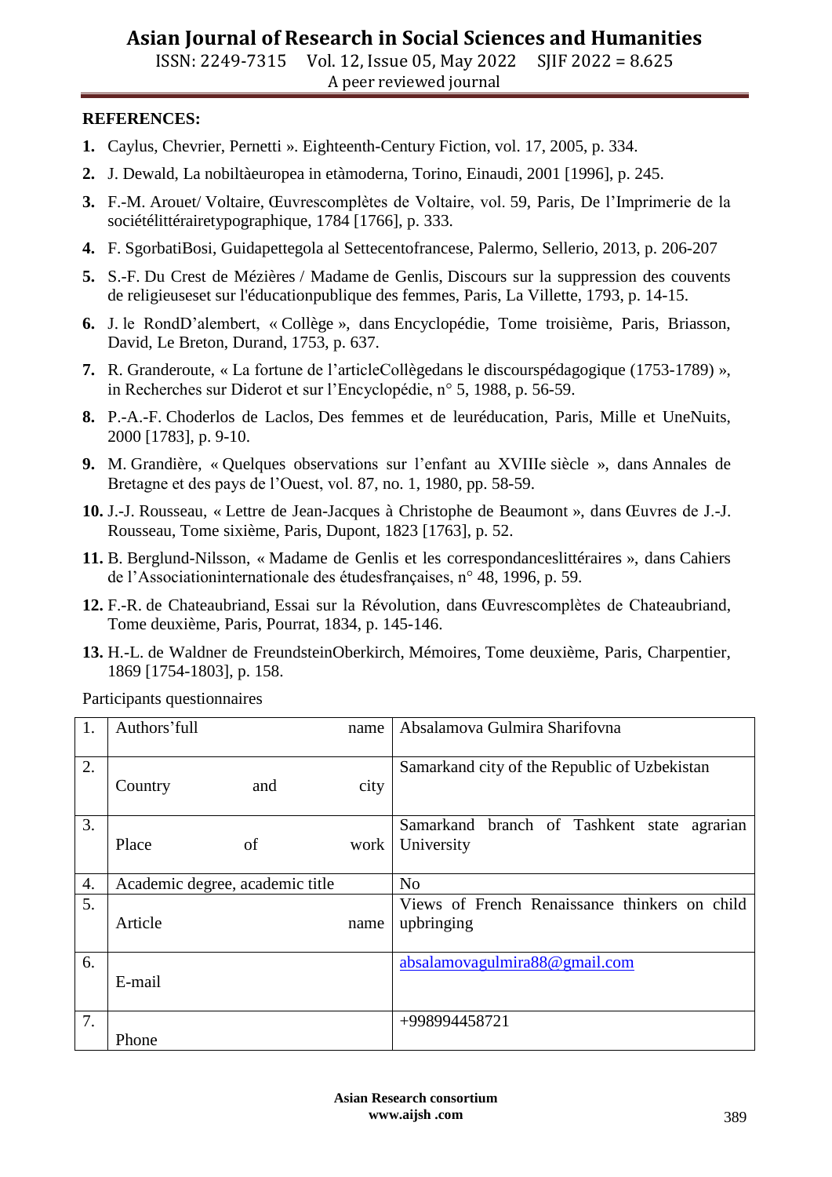**REFERENCES:**

1. Caylus, Chevrier, Pernetti ». Eighteenth-Century Fiction, vol. 17, 2005, p. 334.
2. J. Dewald, La nobiltàeuropea in etàmoderna, Torino, Einaudi, 2001 [1996], p. 245.
3. F.-M. Arouet/ Voltaire, Œuvrescomplètes de Voltaire, vol. 59, Paris, De l'Imprimerie de la sociétélittérairetypographique, 1784 [1766], p. 333.
4. F. SgorbatiBosi, Guidapettegola al Settecentofrancese, Palermo, Sellerio, 2013, p. 206-207
5. S.-F. Du Crest de Mézières / Madame de Genlis, Discours sur la suppression des couvents de religieuseset sur l'éducationpublique des femmes, Paris, La Villette, 1793, p. 14-15.
6. J. le RondD'alembert, « Collège », dans Encyclopédie, Tome troisième, Paris, Briasson, David, Le Breton, Durand, 1753, p. 637.
7. R. Granderoute, « La fortune de l'articleCollègedans le discourspédagogique (1753-1789) », in Recherches sur Diderot et sur l'Encyclopédie, n° 5, 1988, p. 56-59.
8. P.-A.-F. Choderlos de Laclos, Des femmes et de leuréducation, Paris, Mille et UneNuits, 2000 [1783], p. 9-10.
9. M. Grandière, « Quelques observations sur l'enfant au XVIIIe siècle », dans Annales de Bretagne et des pays de l'Ouest, vol. 87, no. 1, 1980, pp. 58-59.
10. J.-J. Rousseau, « Lettre de Jean-Jacques à Christophe de Beaumont », dans Œuvres de J.-J. Rousseau, Tome sixième, Paris, Dupont, 1823 [1763], p. 52.
11. B. Berglund-Nilsson, « Madame de Genlis et les correspondanceslittéraires », dans Cahiers de l'Associationinternationale des étudesfrançaises, n° 48, 1996, p. 59.
12. F.-R. de Chateaubriand, Essai sur la Révolution, dans Œuvrescomplètes de Chateaubriand, Tome deuxième, Paris, Pourrat, 1834, p. 145-146.
13. H.-L. de Waldner de FreundsteinOberkirch, Mémoires, Tome deuxième, Paris, Charpentier, 1869 [1754-1803], p. 158.

Participants questionnaires

| | | |
|---|---|---|
| 1. | Authors'full name | Absalamova Gulmira Sharifovna |
| 2. | Country and city | Samarkand city of the Republic of Uzbekistan |
| 3. | Place of work | Samarkand branch of Tashkent state agrarian University |
| 4. | Academic degree, academic title | No |
| 5. | Article name | Views of French Renaissance thinkers on child upbringing |
| 6. | E-mail | absalamovagulmira88@gmail.com |
| 7. | Phone | +998994458721 |